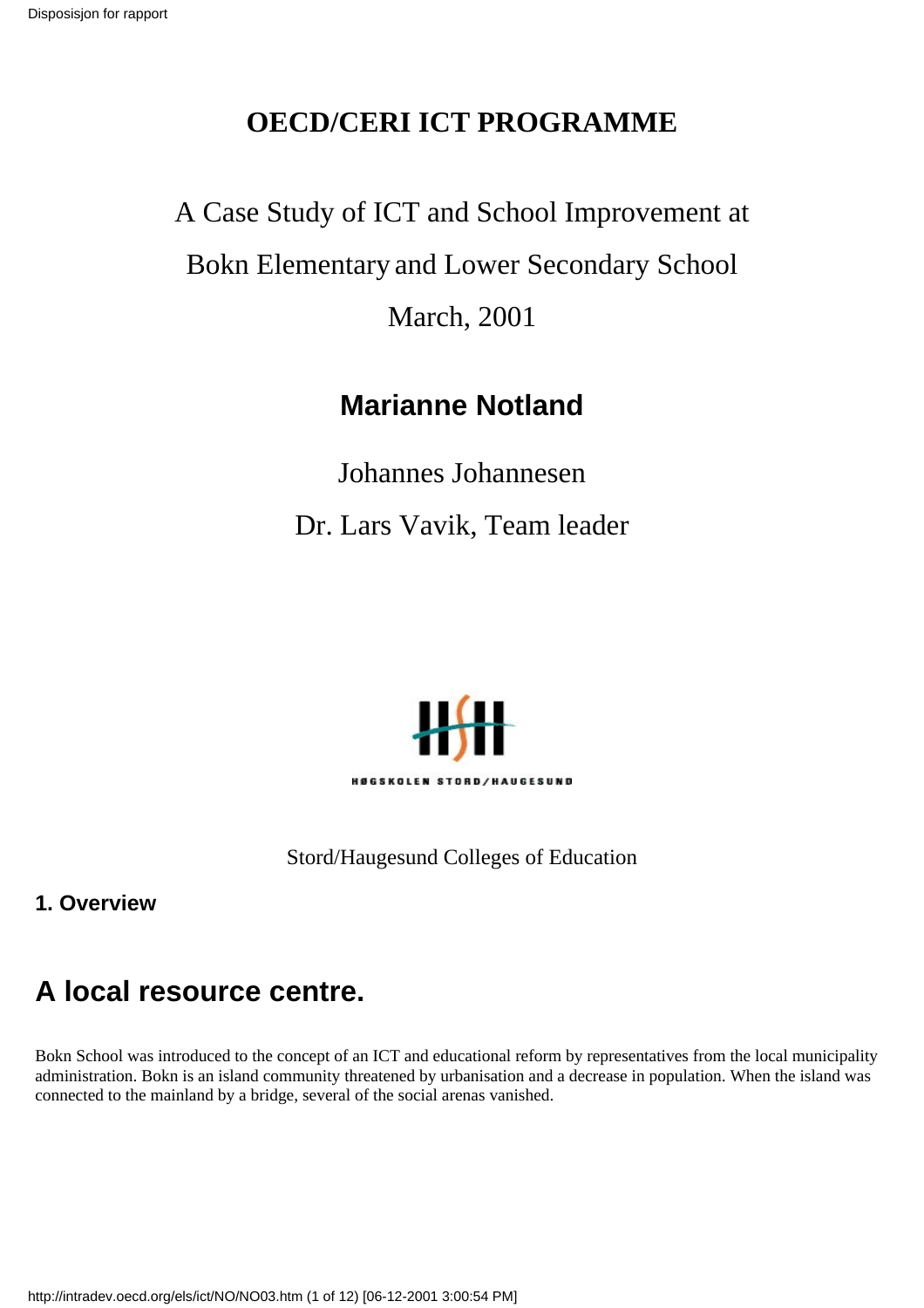# OECD/CERI ICT PROGRAMME

A Case Study of ICT and School Improvement at

Bokn Elementary and Lower Secondary School

March, 2001

**Marianne Notland**

Johannes Johannesen

Dr. Lars Vavik, Team leader

HØGSKOLEN STORD/HAUGESUND

Stord/Haugesund Colleges of Education

**1. Overview**

## A local resource centre.

Bokn School was introduced to the concept of an ICT and educational reform by representatives from the local municipality administration. Bokn is an island community threatened by urbanisation and a decrease in population. When the island was connected to the mainland by a bridge, several of the social arenas vanished.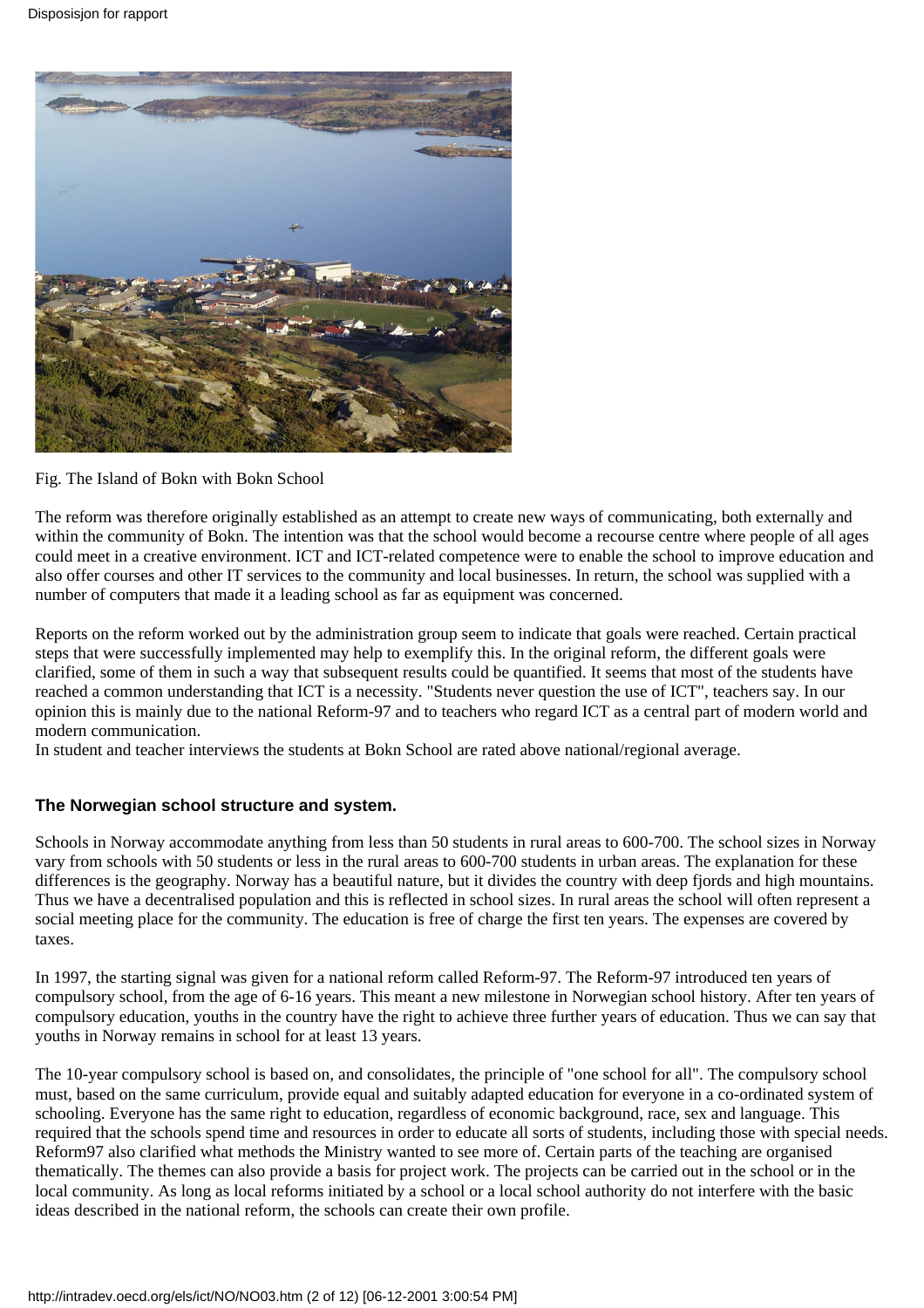Fig. The Island of Bokn with Bokn School

The reform was therefore originally established as an attempt to create new ways of communicating, both externally and within the community of Bokn. The intention was that the school would become a recourse centre where people of all ages could meet in a creative environment. ICT and ICT-related competence were to enable the school to improve education and also offer courses and other IT services to the community and local businesses. In return, the school was supplied with a number of computers that made it a leading school as far as equipment was concerned.

Reports on the reform worked out by the administration group seem to indicate that goals were reached. Certain practical steps that were successfully implemented may help to exemplify this. In the original reform, the different goals were clarified, some of them in such a way that subsequent results could be quantified. It seems that most of the students have reached a common understanding that ICT is a necessity. "Students never question the use of ICT", teachers say. In our opinion this is mainly due to the national Reform-97 and to teachers who regard ICT as a central part of modern world and modern communication.
In student and teacher interviews the students at Bokn School are rated above national/regional average.

**The Norwegian school structure and system.**

Schools in Norway accommodate anything from less than 50 students in rural areas to 600-700. The school sizes in Norway vary from schools with 50 students or less in the rural areas to 600-700 students in urban areas. The explanation for these differences is the geography. Norway has a beautiful nature, but it divides the country with deep fjords and high mountains. Thus we have a decentralised population and this is reflected in school sizes. In rural areas the school will often represent a social meeting place for the community. The education is free of charge the first ten years. The expenses are covered by taxes.

In 1997, the starting signal was given for a national reform called Reform-97. The Reform-97 introduced ten years of compulsory school, from the age of 6-16 years. This meant a new milestone in Norwegian school history. After ten years of compulsory education, youths in the country have the right to achieve three further years of education. Thus we can say that youths in Norway remains in school for at least 13 years.

The 10-year compulsory school is based on, and consolidates, the principle of "one school for all". The compulsory school must, based on the same curriculum, provide equal and suitably adapted education for everyone in a co-ordinated system of schooling. Everyone has the same right to education, regardless of economic background, race, sex and language. This required that the schools spend time and resources in order to educate all sorts of students, including those with special needs. Reform97 also clarified what methods the Ministry wanted to see more of. Certain parts of the teaching are organised thematically. The themes can also provide a basis for project work. The projects can be carried out in the school or in the local community. As long as local reforms initiated by a school or a local school authority do not interfere with the basic ideas described in the national reform, the schools can create their own profile.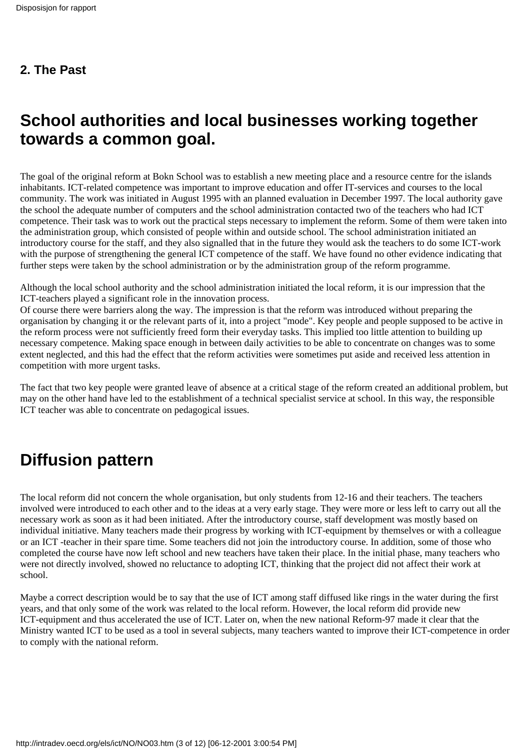**2. The Past**

## School authorities and local businesses working together towards a common goal.

The goal of the original reform at Bokn School was to establish a new meeting place and a resource centre for the islands inhabitants. ICT-related competence was important to improve education and offer IT-services and courses to the local community. The work was initiated in August 1995 with an planned evaluation in December 1997. The local authority gave the school the adequate number of computers and the school administration contacted two of the teachers who had ICT competence. Their task was to work out the practical steps necessary to implement the reform. Some of them were taken into the administration group, which consisted of people within and outside school. The school administration initiated an introductory course for the staff, and they also signalled that in the future they would ask the teachers to do some ICT-work with the purpose of strengthening the general ICT competence of the staff. We have found no other evidence indicating that further steps were taken by the school administration or by the administration group of the reform programme.

Although the local school authority and the school administration initiated the local reform, it is our impression that the ICT-teachers played a significant role in the innovation process.
Of course there were barriers along the way. The impression is that the reform was introduced without preparing the organisation by changing it or the relevant parts of it, into a project "mode". Key people and people supposed to be active in the reform process were not sufficiently freed form their everyday tasks. This implied too little attention to building up necessary competence. Making space enough in between daily activities to be able to concentrate on changes was to some extent neglected, and this had the effect that the reform activities were sometimes put aside and received less attention in competition with more urgent tasks.

The fact that two key people were granted leave of absence at a critical stage of the reform created an additional problem, but may on the other hand have led to the establishment of a technical specialist service at school. In this way, the responsible ICT teacher was able to concentrate on pedagogical issues.

## Diffusion pattern

The local reform did not concern the whole organisation, but only students from 12-16 and their teachers. The teachers involved were introduced to each other and to the ideas at a very early stage. They were more or less left to carry out all the necessary work as soon as it had been initiated. After the introductory course, staff development was mostly based on individual initiative. Many teachers made their progress by working with ICT-equipment by themselves or with a colleague or an ICT -teacher in their spare time. Some teachers did not join the introductory course. In addition, some of those who completed the course have now left school and new teachers have taken their place. In the initial phase, many teachers who were not directly involved, showed no reluctance to adopting ICT, thinking that the project did not affect their work at school.

Maybe a correct description would be to say that the use of ICT among staff diffused like rings in the water during the first years, and that only some of the work was related to the local reform. However, the local reform did provide new ICT-equipment and thus accelerated the use of ICT. Later on, when the new national Reform-97 made it clear that the Ministry wanted ICT to be used as a tool in several subjects, many teachers wanted to improve their ICT-competence in order to comply with the national reform.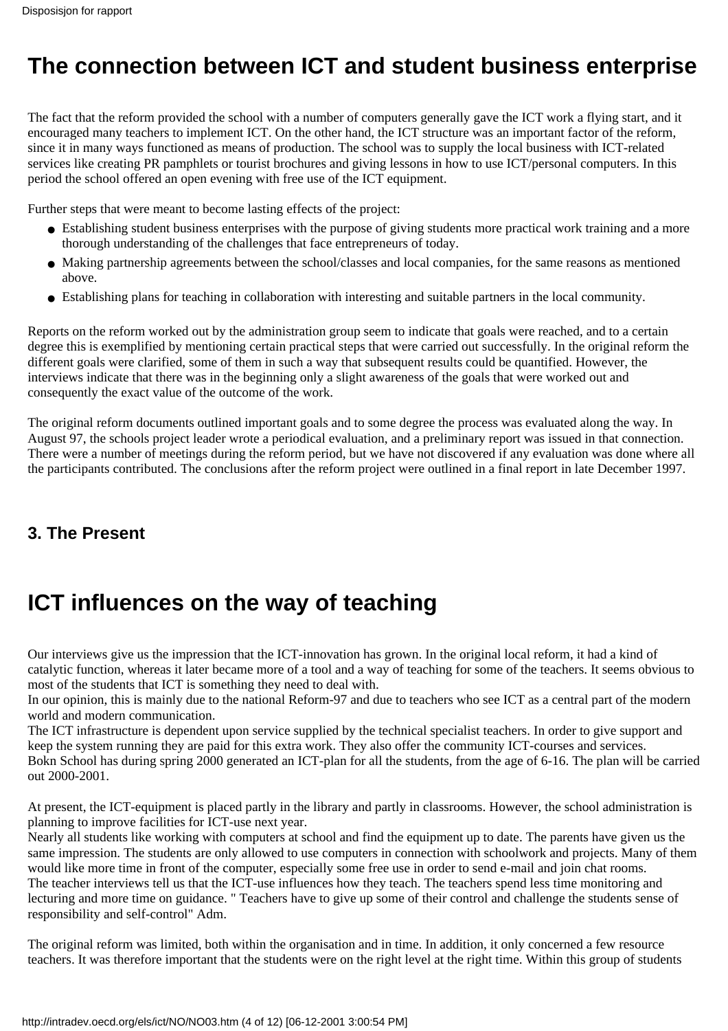# The connection between ICT and student business enterprise

The fact that the reform provided the school with a number of computers generally gave the ICT work a flying start, and it encouraged many teachers to implement ICT. On the other hand, the ICT structure was an important factor of the reform, since it in many ways functioned as means of production. The school was to supply the local business with ICT-related services like creating PR pamphlets or tourist brochures and giving lessons in how to use ICT/personal computers. In this period the school offered an open evening with free use of the ICT equipment.

Further steps that were meant to become lasting effects of the project:

- Establishing student business enterprises with the purpose of giving students more practical work training and a more thorough understanding of the challenges that face entrepreneurs of today.
- Making partnership agreements between the school/classes and local companies, for the same reasons as mentioned above.
- Establishing plans for teaching in collaboration with interesting and suitable partners in the local community.

Reports on the reform worked out by the administration group seem to indicate that goals were reached, and to a certain degree this is exemplified by mentioning certain practical steps that were carried out successfully. In the original reform the different goals were clarified, some of them in such a way that subsequent results could be quantified. However, the interviews indicate that there was in the beginning only a slight awareness of the goals that were worked out and consequently the exact value of the outcome of the work.

The original reform documents outlined important goals and to some degree the process was evaluated along the way. In August 97, the schools project leader wrote a periodical evaluation, and a preliminary report was issued in that connection. There were a number of meetings during the reform period, but we have not discovered if any evaluation was done where all the participants contributed. The conclusions after the reform project were outlined in a final report in late December 1997.

### 3. The Present

# ICT influences on the way of teaching

Our interviews give us the impression that the ICT-innovation has grown. In the original local reform, it had a kind of catalytic function, whereas it later became more of a tool and a way of teaching for some of the teachers. It seems obvious to most of the students that ICT is something they need to deal with.
In our opinion, this is mainly due to the national Reform-97 and due to teachers who see ICT as a central part of the modern world and modern communication.
The ICT infrastructure is dependent upon service supplied by the technical specialist teachers. In order to give support and keep the system running they are paid for this extra work. They also offer the community ICT-courses and services.
Bokn School has during spring 2000 generated an ICT-plan for all the students, from the age of 6-16. The plan will be carried out 2000-2001.

At present, the ICT-equipment is placed partly in the library and partly in classrooms. However, the school administration is planning to improve facilities for ICT-use next year.
Nearly all students like working with computers at school and find the equipment up to date. The parents have given us the same impression. The students are only allowed to use computers in connection with schoolwork and projects. Many of them would like more time in front of the computer, especially some free use in order to send e-mail and join chat rooms.
The teacher interviews tell us that the ICT-use influences how they teach. The teachers spend less time monitoring and lecturing and more time on guidance. " Teachers have to give up some of their control and challenge the students sense of responsibility and self-control" Adm.

The original reform was limited, both within the organisation and in time. In addition, it only concerned a few resource teachers. It was therefore important that the students were on the right level at the right time. Within this group of students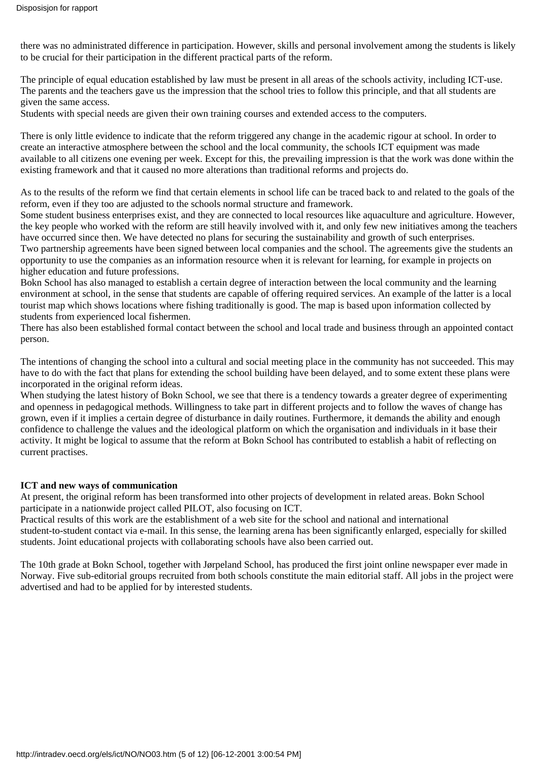there was no administrated difference in participation. However, skills and personal involvement among the students is likely to be crucial for their participation in the different practical parts of the reform.

The principle of equal education established by law must be present in all areas of the schools activity, including ICT-use. The parents and the teachers gave us the impression that the school tries to follow this principle, and that all students are given the same access.
Students with special needs are given their own training courses and extended access to the computers.

There is only little evidence to indicate that the reform triggered any change in the academic rigour at school. In order to create an interactive atmosphere between the school and the local community, the schools ICT equipment was made available to all citizens one evening per week. Except for this, the prevailing impression is that the work was done within the existing framework and that it caused no more alterations than traditional reforms and projects do.

As to the results of the reform we find that certain elements in school life can be traced back to and related to the goals of the reform, even if they too are adjusted to the schools normal structure and framework.
Some student business enterprises exist, and they are connected to local resources like aquaculture and agriculture. However, the key people who worked with the reform are still heavily involved with it, and only few new initiatives among the teachers have occurred since then. We have detected no plans for securing the sustainability and growth of such enterprises.
Two partnership agreements have been signed between local companies and the school. The agreements give the students an opportunity to use the companies as an information resource when it is relevant for learning, for example in projects on higher education and future professions.
Bokn School has also managed to establish a certain degree of interaction between the local community and the learning environment at school, in the sense that students are capable of offering required services. An example of the latter is a local tourist map which shows locations where fishing traditionally is good. The map is based upon information collected by students from experienced local fishermen.
There has also been established formal contact between the school and local trade and business through an appointed contact person.

The intentions of changing the school into a cultural and social meeting place in the community has not succeeded. This may have to do with the fact that plans for extending the school building have been delayed, and to some extent these plans were incorporated in the original reform ideas.
When studying the latest history of Bokn School, we see that there is a tendency towards a greater degree of experimenting and openness in pedagogical methods. Willingness to take part in different projects and to follow the waves of change has grown, even if it implies a certain degree of disturbance in daily routines. Furthermore, it demands the ability and enough confidence to challenge the values and the ideological platform on which the organisation and individuals in it base their activity. It might be logical to assume that the reform at Bokn School has contributed to establish a habit of reflecting on current practises.

**ICT and new ways of communication**
At present, the original reform has been transformed into other projects of development in related areas. Bokn School participate in a nationwide project called PILOT, also focusing on ICT.
Practical results of this work are the establishment of a web site for the school and national and international student-to-student contact via e-mail. In this sense, the learning arena has been significantly enlarged, especially for skilled students. Joint educational projects with collaborating schools have also been carried out.

The 10th grade at Bokn School, together with Jørpeland School, has produced the first joint online newspaper ever made in Norway. Five sub-editorial groups recruited from both schools constitute the main editorial staff. All jobs in the project were advertised and had to be applied for by interested students.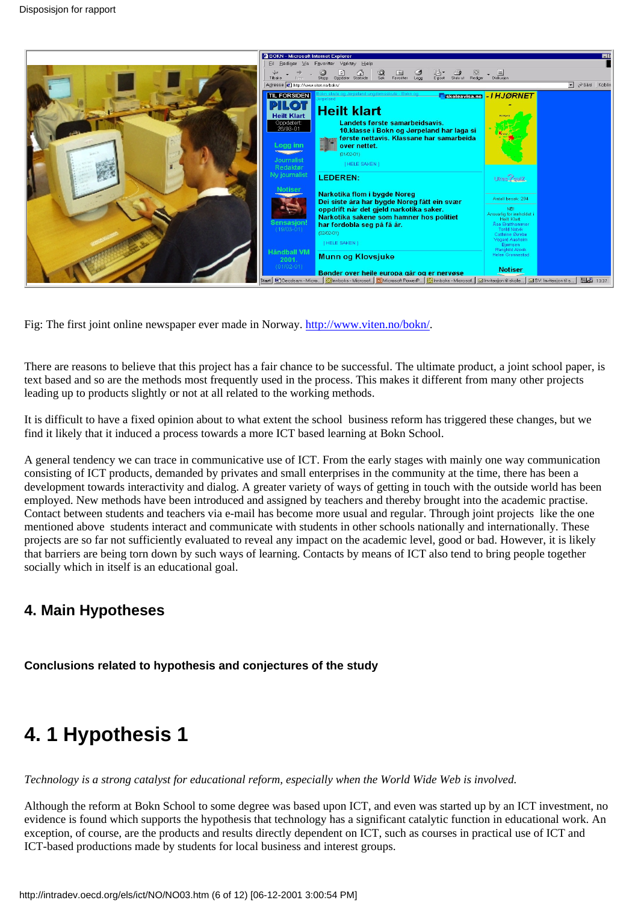Fig: The first joint online newspaper ever made in Norway. http://www.viten.no/bokn/.

There are reasons to believe that this project has a fair chance to be successful. The ultimate product, a joint school paper, is text based and so are the methods most frequently used in the process. This makes it different from many other projects leading up to products slightly or not at all related to the working methods.

It is difficult to have a fixed opinion about to what extent the school business reform has triggered these changes, but we find it likely that it induced a process towards a more ICT based learning at Bokn School.

A general tendency we can trace in communicative use of ICT. From the early stages with mainly one way communication consisting of ICT products, demanded by privates and small enterprises in the community at the time, there has been a development towards interactivity and dialog. A greater variety of ways of getting in touch with the outside world has been employed. New methods have been introduced and assigned by teachers and thereby brought into the academic practise. Contact between students and teachers via e-mail has become more usual and regular. Through joint projects like the one mentioned above students interact and communicate with students in other schools nationally and internationally. These projects are so far not sufficiently evaluated to reveal any impact on the academic level, good or bad. However, it is likely that barriers are being torn down by such ways of learning. Contacts by means of ICT also tend to bring people together socially which in itself is an educational goal.

## 4. Main Hypotheses

**Conclusions related to hypothesis and conjectures of the study**

# 4. 1 Hypothesis 1

*Technology is a strong catalyst for educational reform, especially when the World Wide Web is involved.*

Although the reform at Bokn School to some degree was based upon ICT, and even was started up by an ICT investment, no evidence is found which supports the hypothesis that technology has a significant catalytic function in educational work. An exception, of course, are the products and results directly dependent on ICT, such as courses in practical use of ICT and ICT-based productions made by students for local business and interest groups.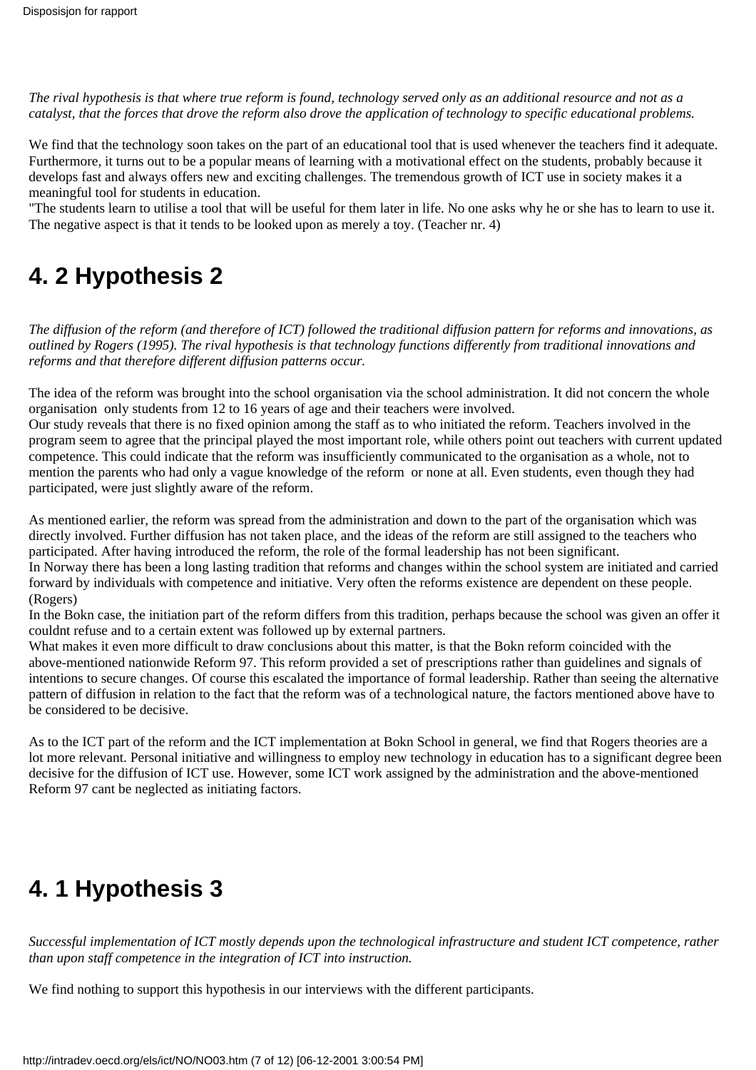*The rival hypothesis is that where true reform is found, technology served only as an additional resource and not as a catalyst, that the forces that drove the reform also drove the application of technology to specific educational problems.*

We find that the technology soon takes on the part of an educational tool that is used whenever the teachers find it adequate. Furthermore, it turns out to be a popular means of learning with a motivational effect on the students, probably because it develops fast and always offers new and exciting challenges. The tremendous growth of ICT use in society makes it a meaningful tool for students in education.
"The students learn to utilise a tool that will be useful for them later in life. No one asks why he or she has to learn to use it. The negative aspect is that it tends to be looked upon as merely a toy. (Teacher nr. 4)

# 4. 2 Hypothesis 2

*The diffusion of the reform (and therefore of ICT) followed the traditional diffusion pattern for reforms and innovations, as outlined by Rogers (1995). The rival hypothesis is that technology functions differently from traditional innovations and reforms and that therefore different diffusion patterns occur.*

The idea of the reform was brought into the school organisation via the school administration. It did not concern the whole organisation only students from 12 to 16 years of age and their teachers were involved.
Our study reveals that there is no fixed opinion among the staff as to who initiated the reform. Teachers involved in the program seem to agree that the principal played the most important role, while others point out teachers with current updated competence. This could indicate that the reform was insufficiently communicated to the organisation as a whole, not to mention the parents who had only a vague knowledge of the reform or none at all. Even students, even though they had participated, were just slightly aware of the reform.

As mentioned earlier, the reform was spread from the administration and down to the part of the organisation which was directly involved. Further diffusion has not taken place, and the ideas of the reform are still assigned to the teachers who participated. After having introduced the reform, the role of the formal leadership has not been significant.
In Norway there has been a long lasting tradition that reforms and changes within the school system are initiated and carried forward by individuals with competence and initiative. Very often the reforms existence are dependent on these people. (Rogers)
In the Bokn case, the initiation part of the reform differs from this tradition, perhaps because the school was given an offer it couldnt refuse and to a certain extent was followed up by external partners.
What makes it even more difficult to draw conclusions about this matter, is that the Bokn reform coincided with the above-mentioned nationwide Reform 97. This reform provided a set of prescriptions rather than guidelines and signals of intentions to secure changes. Of course this escalated the importance of formal leadership. Rather than seeing the alternative pattern of diffusion in relation to the fact that the reform was of a technological nature, the factors mentioned above have to be considered to be decisive.

As to the ICT part of the reform and the ICT implementation at Bokn School in general, we find that Rogers theories are a lot more relevant. Personal initiative and willingness to employ new technology in education has to a significant degree been decisive for the diffusion of ICT use. However, some ICT work assigned by the administration and the above-mentioned Reform 97 cant be neglected as initiating factors.

# 4. 1 Hypothesis 3

*Successful implementation of ICT mostly depends upon the technological infrastructure and student ICT competence, rather than upon staff competence in the integration of ICT into instruction.*

We find nothing to support this hypothesis in our interviews with the different participants.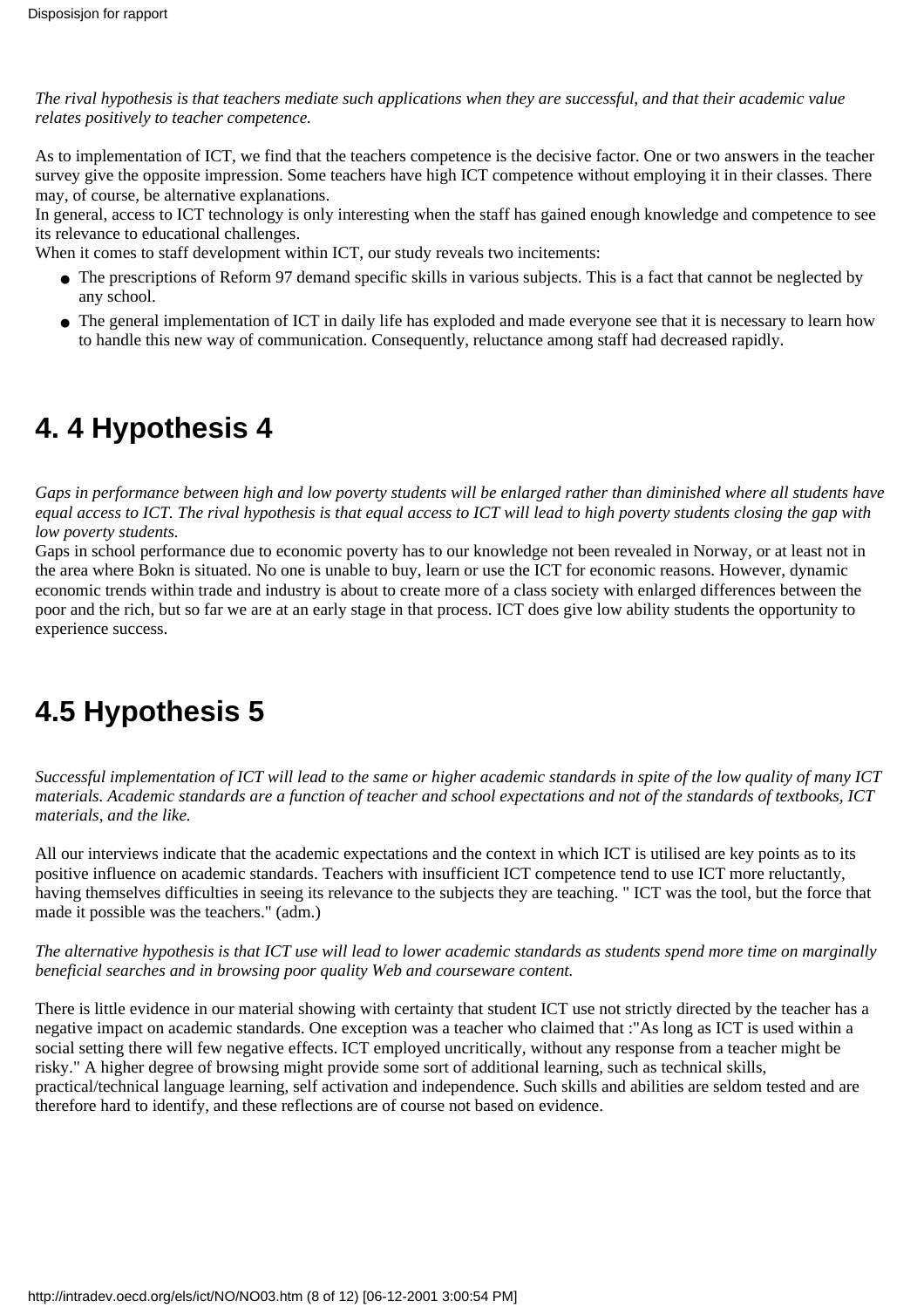*The rival hypothesis is that teachers mediate such applications when they are successful, and that their academic value relates positively to teacher competence.*

As to implementation of ICT, we find that the teachers competence is the decisive factor. One or two answers in the teacher survey give the opposite impression. Some teachers have high ICT competence without employing it in their classes. There may, of course, be alternative explanations.
In general, access to ICT technology is only interesting when the staff has gained enough knowledge and competence to see its relevance to educational challenges.
When it comes to staff development within ICT, our study reveals two incitements:

- The prescriptions of Reform 97 demand specific skills in various subjects. This is a fact that cannot be neglected by any school.
- The general implementation of ICT in daily life has exploded and made everyone see that it is necessary to learn how to handle this new way of communication. Consequently, reluctance among staff had decreased rapidly.

## 4. 4 Hypothesis 4

*Gaps in performance between high and low poverty students will be enlarged rather than diminished where all students have equal access to ICT. The rival hypothesis is that equal access to ICT will lead to high poverty students closing the gap with low poverty students.*
Gaps in school performance due to economic poverty has to our knowledge not been revealed in Norway, or at least not in the area where Bokn is situated. No one is unable to buy, learn or use the ICT for economic reasons. However, dynamic economic trends within trade and industry is about to create more of a class society with enlarged differences between the poor and the rich, but so far we are at an early stage in that process. ICT does give low ability students the opportunity to experience success.

## 4.5 Hypothesis 5

*Successful implementation of ICT will lead to the same or higher academic standards in spite of the low quality of many ICT materials. Academic standards are a function of teacher and school expectations and not of the standards of textbooks, ICT materials, and the like.*

All our interviews indicate that the academic expectations and the context in which ICT is utilised are key points as to its positive influence on academic standards. Teachers with insufficient ICT competence tend to use ICT more reluctantly, having themselves difficulties in seeing its relevance to the subjects they are teaching. " ICT was the tool, but the force that made it possible was the teachers." (adm.)

*The alternative hypothesis is that ICT use will lead to lower academic standards as students spend more time on marginally beneficial searches and in browsing poor quality Web and courseware content.*

There is little evidence in our material showing with certainty that student ICT use not strictly directed by the teacher has a negative impact on academic standards. One exception was a teacher who claimed that :"As long as ICT is used within a social setting there will few negative effects. ICT employed uncritically, without any response from a teacher might be risky." A higher degree of browsing might provide some sort of additional learning, such as technical skills, practical/technical language learning, self activation and independence. Such skills and abilities are seldom tested and are therefore hard to identify, and these reflections are of course not based on evidence.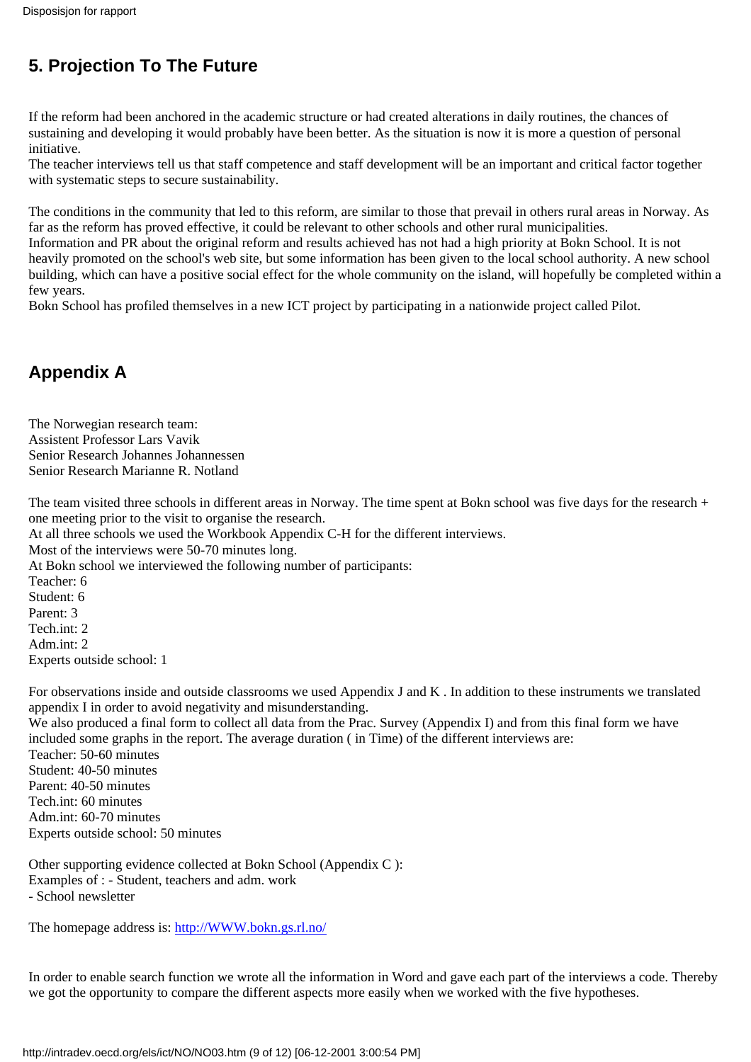## 5. Projection To The Future

If the reform had been anchored in the academic structure or had created alterations in daily routines, the chances of sustaining and developing it would probably have been better. As the situation is now it is more a question of personal initiative.
The teacher interviews tell us that staff competence and staff development will be an important and critical factor together with systematic steps to secure sustainability.

The conditions in the community that led to this reform, are similar to those that prevail in others rural areas in Norway. As far as the reform has proved effective, it could be relevant to other schools and other rural municipalities.
Information and PR about the original reform and results achieved has not had a high priority at Bokn School. It is not heavily promoted on the school's web site, but some information has been given to the local school authority. A new school building, which can have a positive social effect for the whole community on the island, will hopefully be completed within a few years.
Bokn School has profiled themselves in a new ICT project by participating in a nationwide project called Pilot.

## Appendix A

The Norwegian research team:
Assistent Professor Lars Vavik
Senior Research Johannes Johannessen
Senior Research Marianne R. Notland

The team visited three schools in different areas in Norway. The time spent at Bokn school was five days for the research + one meeting prior to the visit to organise the research.
At all three schools we used the Workbook Appendix C-H for the different interviews.
Most of the interviews were 50-70 minutes long.
At Bokn school we interviewed the following number of participants:
Teacher: 6
Student: 6
Parent: 3
Tech.int: 2
Adm.int: 2
Experts outside school: 1

For observations inside and outside classrooms we used Appendix J and K . In addition to these instruments we translated appendix I in order to avoid negativity and misunderstanding.
We also produced a final form to collect all data from the Prac. Survey (Appendix I) and from this final form we have included some graphs in the report. The average duration ( in Time) of the different interviews are:
Teacher: 50-60 minutes
Student: 40-50 minutes
Parent: 40-50 minutes
Tech.int: 60 minutes
Adm.int: 60-70 minutes
Experts outside school: 50 minutes

Other supporting evidence collected at Bokn School (Appendix C ):
Examples of : - Student, teachers and adm. work
- School newsletter

The homepage address is: http://WWW.bokn.gs.rl.no/

In order to enable search function we wrote all the information in Word and gave each part of the interviews a code. Thereby we got the opportunity to compare the different aspects more easily when we worked with the five hypotheses.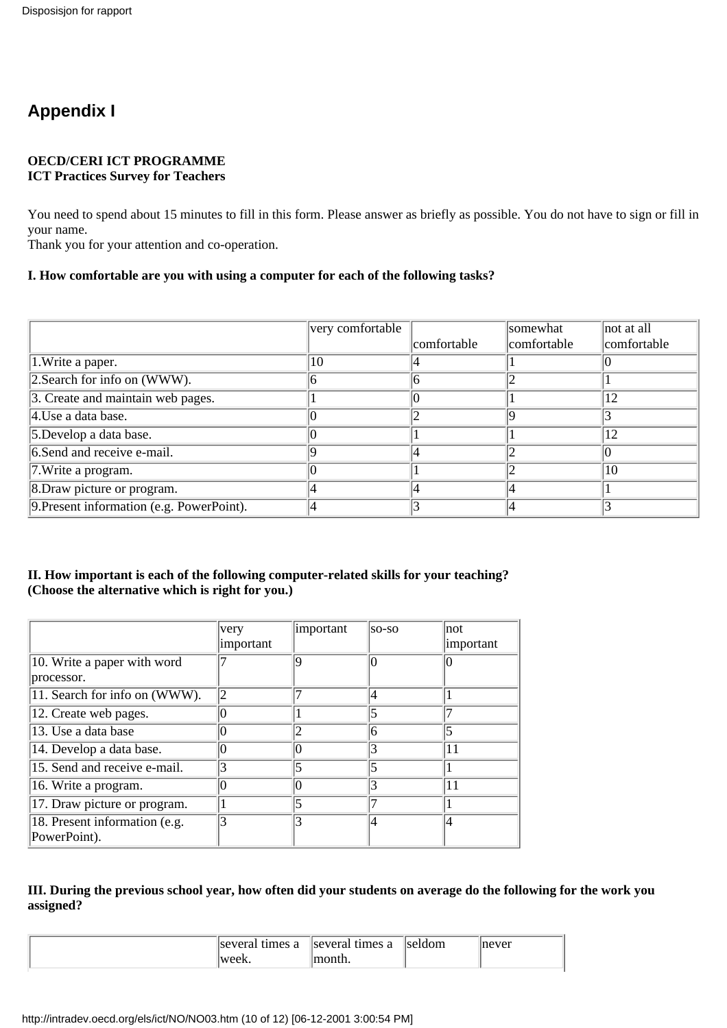## Appendix I

**OECD/CERI ICT PROGRAMME**
**ICT Practices Survey for Teachers**

You need to spend about 15 minutes to fill in this form. Please answer as briefly as possible. You do not have to sign or fill in your name.
Thank you for your attention and co-operation.

**I. How comfortable are you with using a computer for each of the following tasks?**

| | very comfortable | comfortable | somewhat comfortable | not at all comfortable |
|---|---|---|---|---|
| 1.Write a paper. | 10 | 4 | 1 | 0 |
| 2.Search for info on (WWW). | 6 | 6 | 2 | 1 |
| 3. Create and maintain web pages. | 1 | 0 | 1 | 12 |
| 4.Use a data base. | 0 | 2 | 9 | 3 |
| 5.Develop a data base. | 0 | 1 | 1 | 12 |
| 6.Send and receive e-mail. | 9 | 4 | 2 | 0 |
| 7.Write a program. | 0 | 1 | 2 | 10 |
| 8.Draw picture or program. | 4 | 4 | 4 | 1 |
| 9.Present information (e.g. PowerPoint). | 4 | 3 | 4 | 3 |

**II. How important is each of the following computer-related skills for your teaching?**
**(Choose the alternative which is right for you.)**

| | very important | important | so-so | not important |
|---|---|---|---|---|
| 10. Write a paper with word processor. | 7 | 9 | 0 | 0 |
| 11. Search for info on (WWW). | 2 | 7 | 4 | 1 |
| 12. Create web pages. | 0 | 1 | 5 | 7 |
| 13. Use a data base | 0 | 2 | 6 | 5 |
| 14. Develop a data base. | 0 | 0 | 3 | 11 |
| 15. Send and receive e-mail. | 3 | 5 | 5 | 1 |
| 16. Write a program. | 0 | 0 | 3 | 11 |
| 17. Draw picture or program. | 1 | 5 | 7 | 1 |
| 18. Present information (e.g. PowerPoint). | 3 | 3 | 4 | 4 |

**III. During the previous school year, how often did your students on average do the following for the work you assigned?**

| | several times a week. | several times a month. | seldom | never |
|---|---|---|---|---|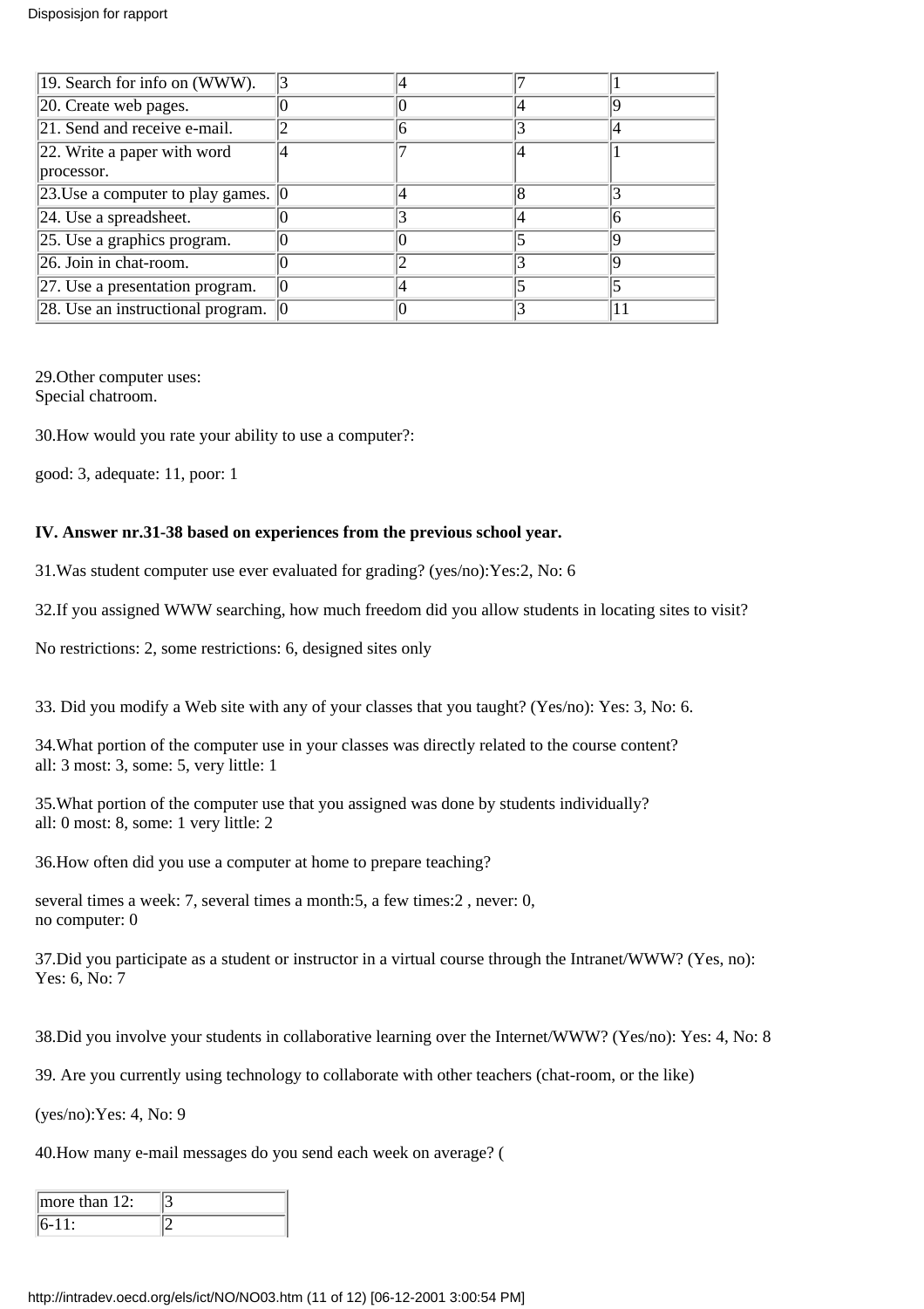| 19. Search for info on (WWW). | 3 | 4 | 7 | 1 |
|---|---|---|---|---|
| 20. Create web pages. | 0 | 0 | 4 | 9 |
| 21. Send and receive e-mail. | 2 | 6 | 3 | 4 |
| 22. Write a paper with word processor. | 4 | 7 | 4 | 1 |
| 23.Use a computer to play games. | 0 | 4 | 8 | 3 |
| 24. Use a spreadsheet. | 0 | 3 | 4 | 6 |
| 25. Use a graphics program. | 0 | 0 | 5 | 9 |
| 26. Join in chat-room. | 0 | 2 | 3 | 9 |
| 27. Use a presentation program. | 0 | 4 | 5 | 5 |
| 28. Use an instructional program. | 0 | 0 | 3 | 11 |

29.Other computer uses:
Special chatroom.

30.How would you rate your ability to use a computer?:

good: 3, adequate: 11, poor: 1

**IV. Answer nr.31-38 based on experiences from the previous school year.**

31.Was student computer use ever evaluated for grading? (yes/no):Yes:2, No: 6

32.If you assigned WWW searching, how much freedom did you allow students in locating sites to visit?

No restrictions: 2, some restrictions: 6, designed sites only

33. Did you modify a Web site with any of your classes that you taught? (Yes/no): Yes: 3, No: 6.

34.What portion of the computer use in your classes was directly related to the course content?
all: 3 most: 3, some: 5, very little: 1

35.What portion of the computer use that you assigned was done by students individually?
all: 0 most: 8, some: 1 very little: 2

36.How often did you use a computer at home to prepare teaching?

several times a week: 7, several times a month:5, a few times:2 , never: 0,
no computer: 0

37.Did you participate as a student or instructor in a virtual course through the Intranet/WWW? (Yes, no):
Yes: 6, No: 7

38.Did you involve your students in collaborative learning over the Internet/WWW? (Yes/no): Yes: 4, No: 8

39. Are you currently using technology to collaborate with other teachers (chat-room, or the like)

(yes/no):Yes: 4, No: 9

40.How many e-mail messages do you send each week on average? (

| more than 12: | 3 |
|---|---|
| 6-11: | 2 |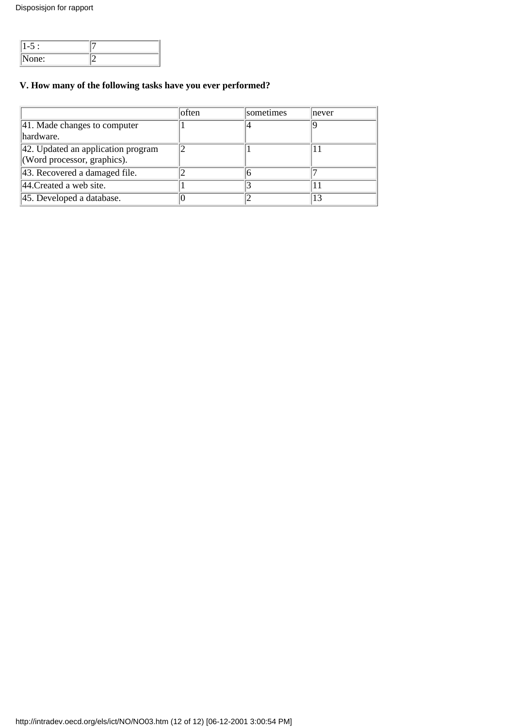| | |
|---|---|
| 1-5 : | 7 |
| None: | 2 |

**V. How many of the following tasks have you ever performed?**

| | often | sometimes | never |
|---|---|---|---|
| 41. Made changes to computer hardware. | 1 | 4 | 9 |
| 42. Updated an application program (Word processor, graphics). | 2 | 1 | 11 |
| 43. Recovered a damaged file. | 2 | 6 | 7 |
| 44.Created a web site. | 1 | 3 | 11 |
| 45. Developed a database. | 0 | 2 | 13 |